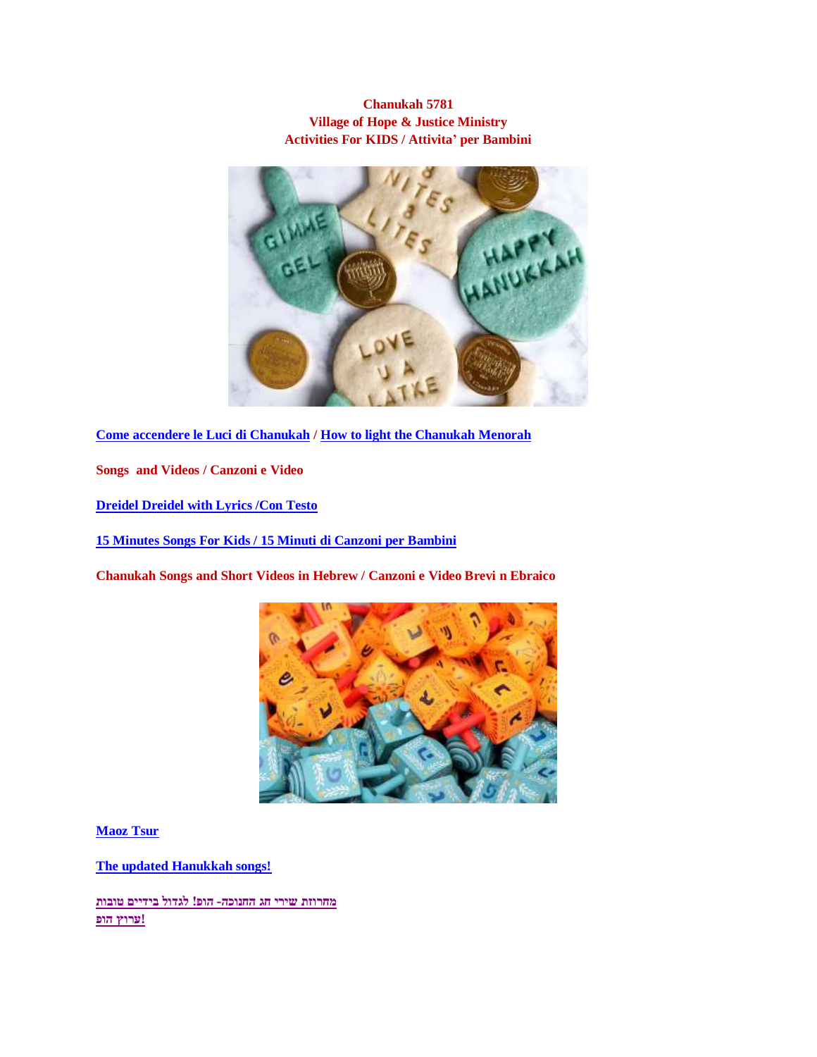**Chanukah 5781**
**Village of Hope & Justice Ministry**
**Activities For KIDS / Attivita' per Bambini**

**Come accendere le Luci di Chanukah / How to light the Chanukah Menorah**

**Songs and Videos / Canzoni e Video**

**Dreidel Dreidel with Lyrics /Con Testo**

**15 Minutes Songs For Kids / 15 Minuti di Canzoni per Bambini**

**Chanukah Songs and Short Videos in Hebrew / Canzoni e Video Brevi n Ebraico**

**Maoz Tsur**

**The updated Hanukkah songs!**

**מחרוזת שירי חג החנוכה- הופ! לגדול בידיים טובות ערוץ הופ!**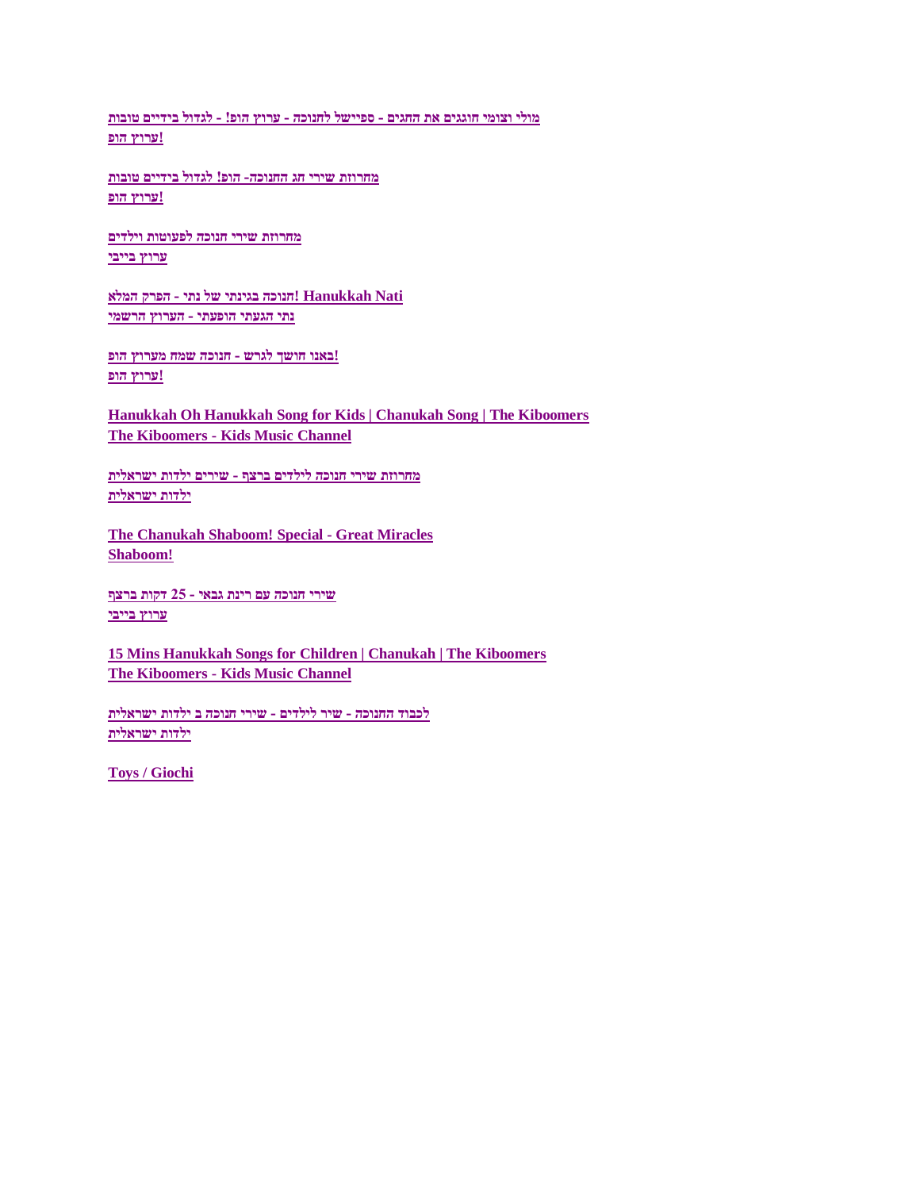מולי וצומי חוגגים את החגים - ספיישל לחנוכה - ערוץ הופ! - לגדול בידיים טובות
ערוץ הופ!

מחרוזת שירי חג החנוכה- הופ! לגדול בידיים טובות
ערוץ הופ!

מחרוזת שירי חנוכה לפעוטות וילדים
ערוץ בייבי

חנוכה בגינתי של נתי - הפרק המלא! Hanukkah Nati
נתי הגעתי הופעתי - הערוץ הרשמי

באנו חושך לגרש - חנוכה שמח מערוץ הופ!
ערוץ הופ!

Hanukkah Oh Hanukkah Song for Kids | Chanukah Song | The Kiboomers
The Kiboomers - Kids Music Channel

מחרוזת שירי חנוכה לילדים ברצף - שירים ילדות ישראלית
ילדות ישראלית

The Chanukah Shaboom! Special - Great Miracles
Shaboom!

שירי חנוכה עם רינת גבאי - 25 דקות ברצף
ערוץ בייבי

15 Mins Hanukkah Songs for Children | Chanukah | The Kiboomers
The Kiboomers - Kids Music Channel

לכבוד החנוכה - שיר לילדים - שירי חנוכה ב ילדות ישראלית
ילדות ישראלית

Toys / Giochi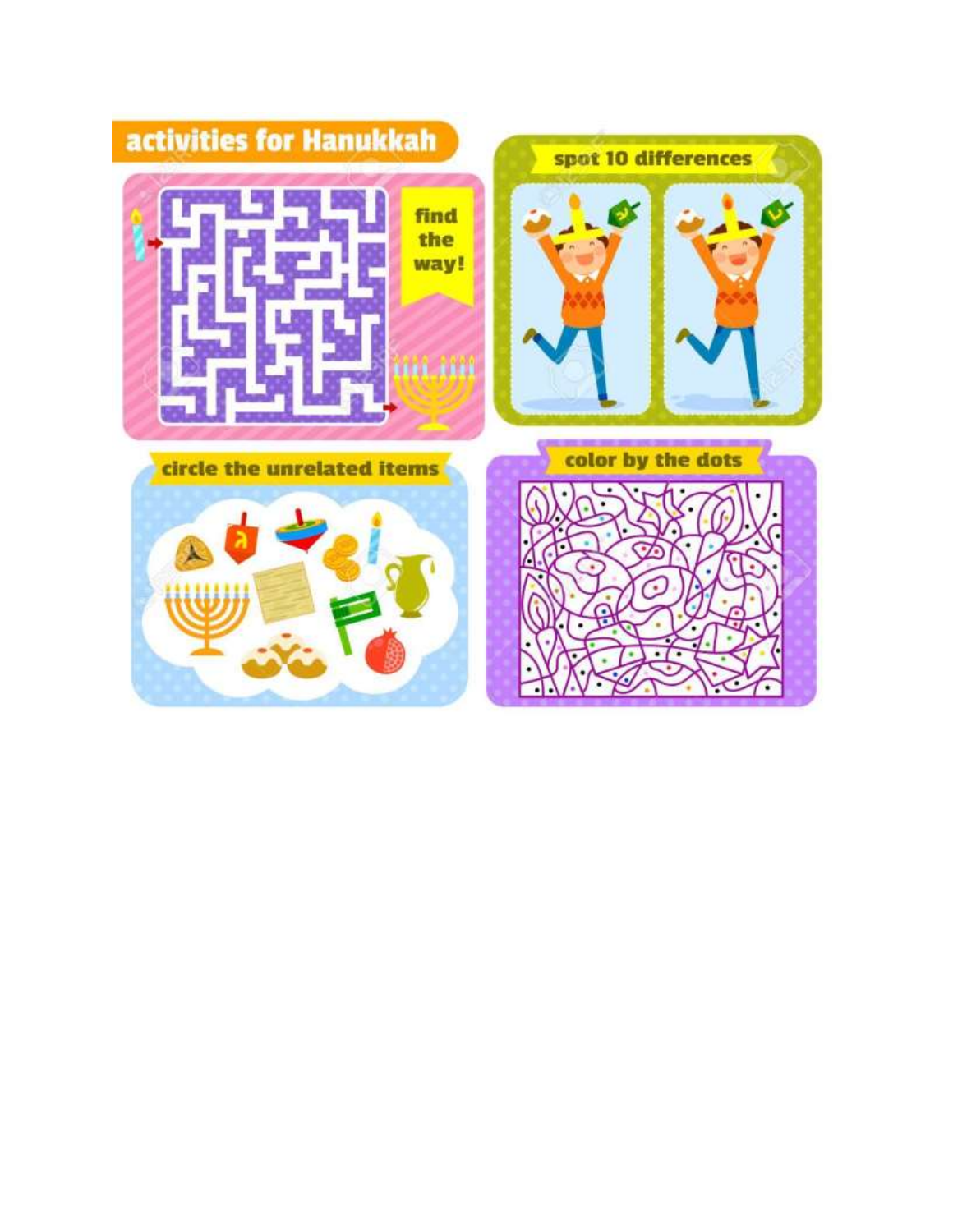# activities for Hanukkah

## find the way!

## spot 10 differences

## circle the unrelated items

## color by the dots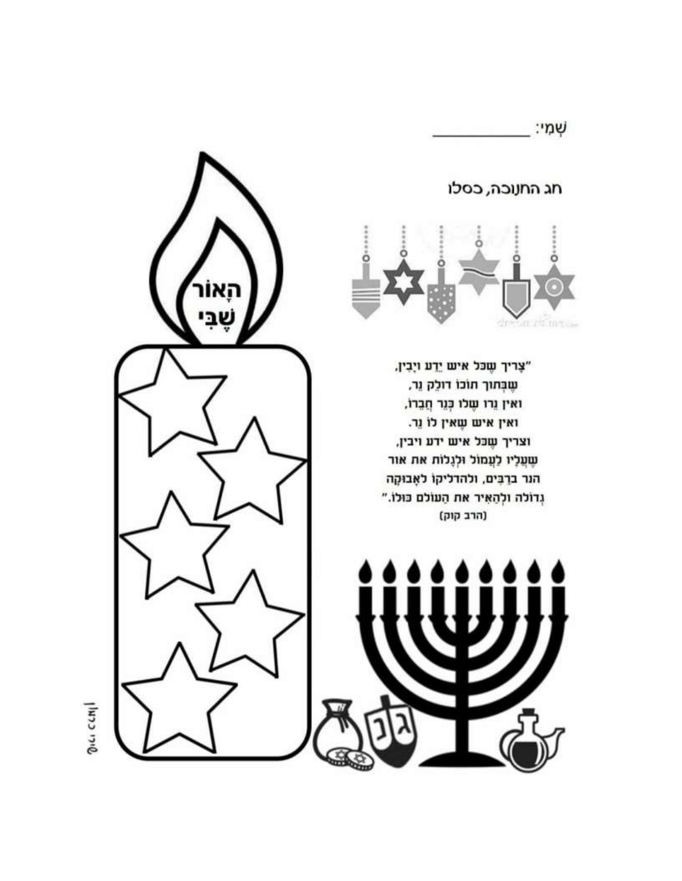שְׁמִי: ___________

חג החנוכה, כסלו

הָאוֹר שֶׁבִּי

"צָרִיךְ שֶׁכׇּל אִישׁ יֵדַע וְיָבִין,
שֶׁבְּתוֹךְ תּוֹכוֹ דוֹלֵק נֵר,
ואין נֵרוֹ שֶׁלּוֹ כְּנֵר חֲבֵרוֹ,
ואין איש שֶׁאֵין לוֹ נֵר.
וצריך שֶׁכׇּל איש ידע ויבין,
שֶׁעָלָיו לַעֲמוֹל וּלְגַלּוֹת את אור
הנר בְּרַבִּים, ולהדליקו לַאֲבוּקָה
גְּדוֹלָה וּלְהָאִיר את הָעוֹלָם כּוּלּוֹ."
(הרב קוק)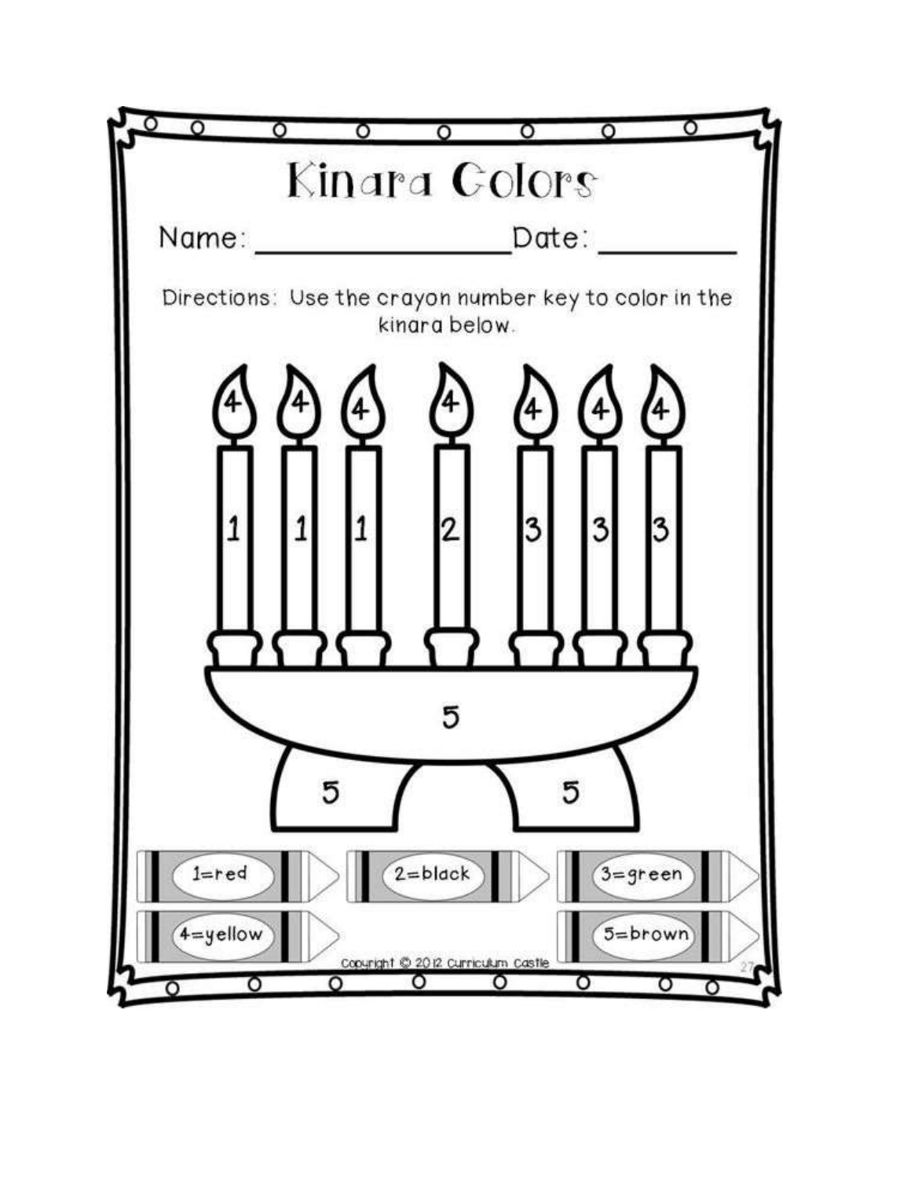# Kinara Colors

Name: ____________________ Date: __________

Directions: Use the crayon number key to color in the kinara below.

4 4 4 4 4 4 4

1 1 1 2 3 3 3

5

5 5

1=red

2=black

3=green

4=yellow

5=brown

Copyright © 2012 Curriculum Castle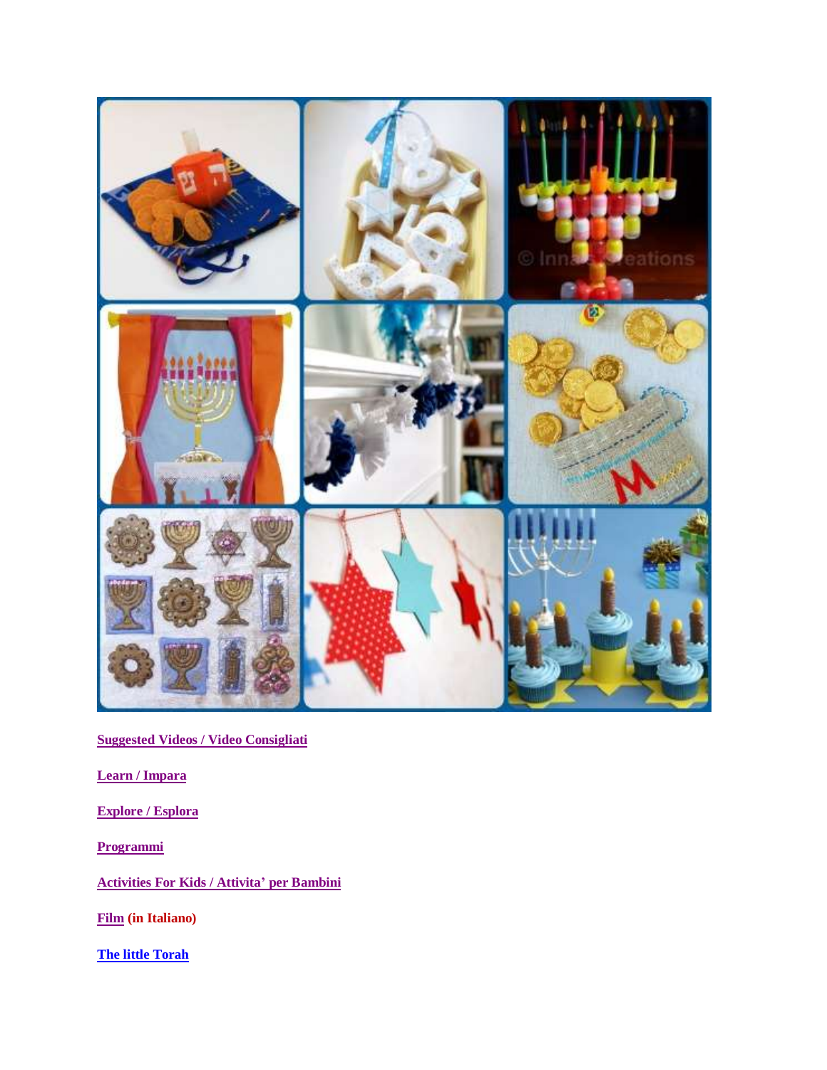Suggested Videos / Video Consigliati

Learn / Impara

Explore / Esplora

Programmi

Activities For Kids / Attivita' per Bambini

Film (in Italiano)

The little Torah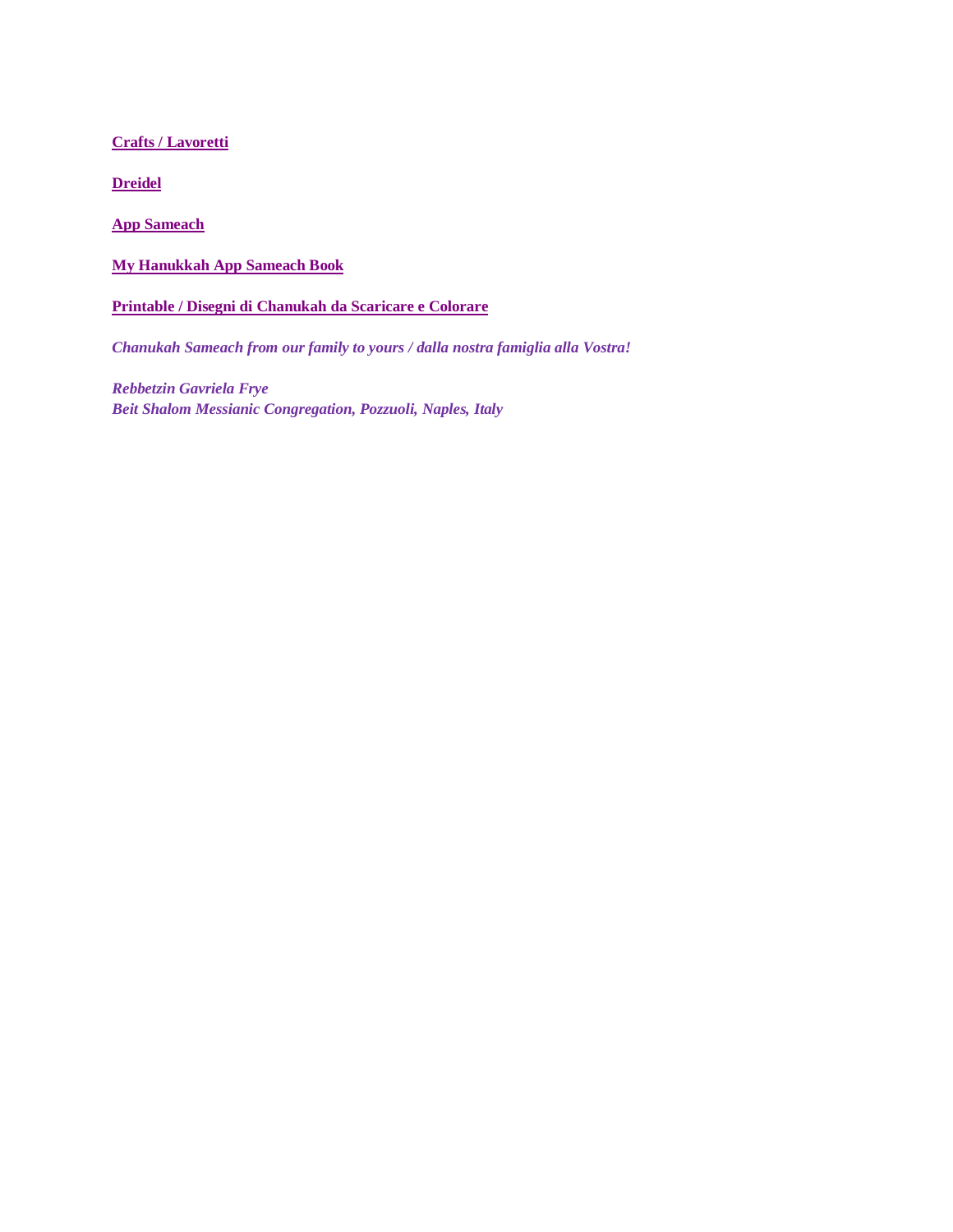**Crafts / Lavoretti**

**Dreidel**

**App Sameach**

**My Hanukkah App Sameach Book**

**Printable / Disegni di Chanukah da Scaricare e Colorare**

***Chanukah Sameach from our family to yours / dalla nostra famiglia alla Vostra!***

***Rebbetzin Gavriela Frye***
***Beit Shalom Messianic Congregation, Pozzuoli, Naples, Italy***